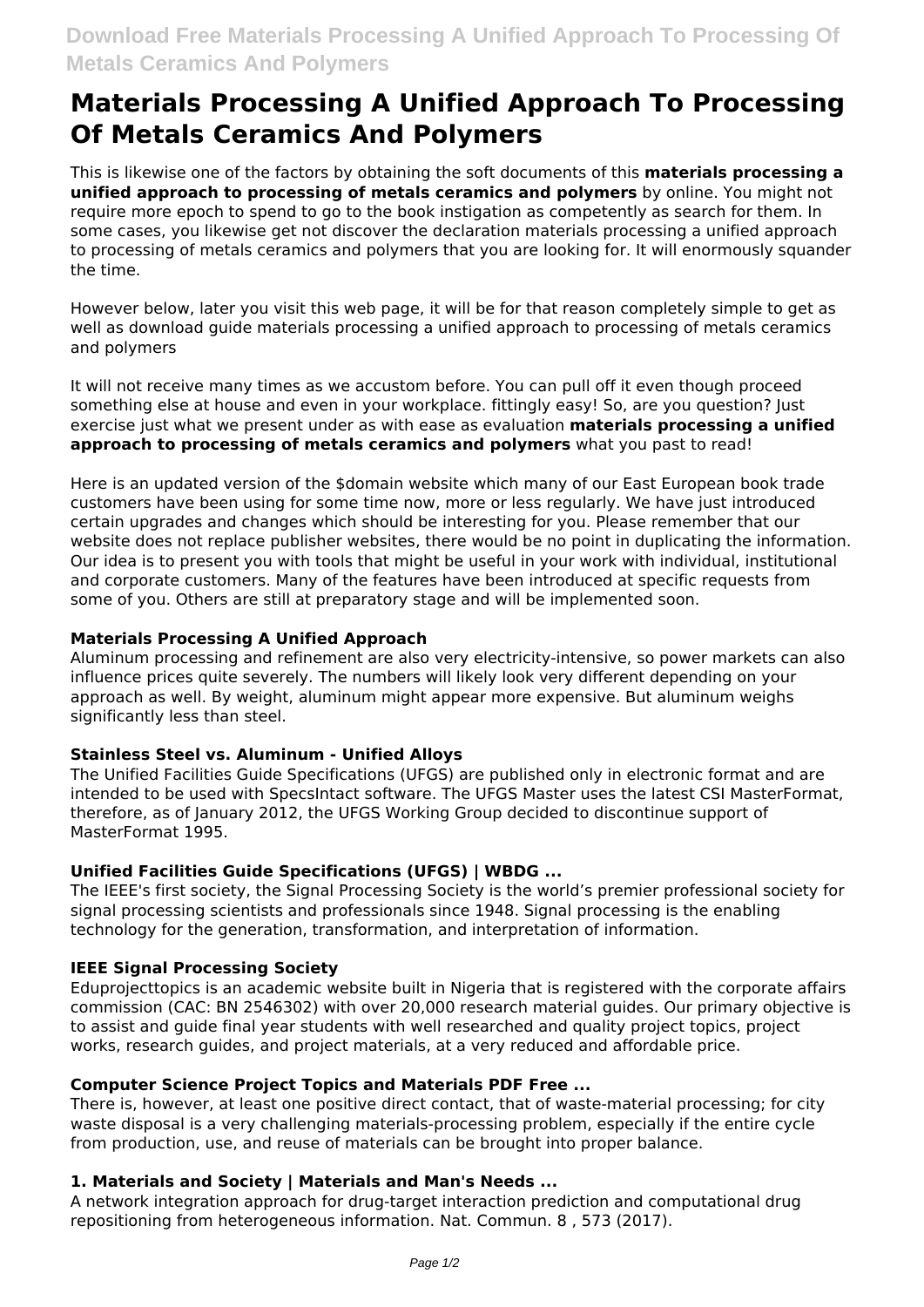# Materials Processing A Unified Approach To Processing Of Metals Ceramics And Polymers

This is likewise one of the factors by obtaining the soft documents of this **materials processing a unified approach to processing of metals ceramics and polymers** by online. You might not require more epoch to spend to go to the book instigation as competently as search for them. In some cases, you likewise get not discover the declaration materials processing a unified approach to processing of metals ceramics and polymers that you are looking for. It will enormously squander the time.

However below, later you visit this web page, it will be for that reason completely simple to get as well as download guide materials processing a unified approach to processing of metals ceramics and polymers

It will not receive many times as we accustom before. You can pull off it even though proceed something else at house and even in your workplace. fittingly easy! So, are you question? Just exercise just what we present under as with ease as evaluation **materials processing a unified approach to processing of metals ceramics and polymers** what you past to read!

Here is an updated version of the $domain website which many of our East European book trade customers have been using for some time now, more or less regularly. We have just introduced certain upgrades and changes which should be interesting for you. Please remember that our website does not replace publisher websites, there would be no point in duplicating the information. Our idea is to present you with tools that might be useful in your work with individual, institutional and corporate customers. Many of the features have been introduced at specific requests from some of you. Others are still at preparatory stage and will be implemented soon.

### Materials Processing A Unified Approach

Aluminum processing and refinement are also very electricity-intensive, so power markets can also influence prices quite severely. The numbers will likely look very different depending on your approach as well. By weight, aluminum might appear more expensive. But aluminum weighs significantly less than steel.

### Stainless Steel vs. Aluminum - Unified Alloys

The Unified Facilities Guide Specifications (UFGS) are published only in electronic format and are intended to be used with SpecsIntact software. The UFGS Master uses the latest CSI MasterFormat, therefore, as of January 2012, the UFGS Working Group decided to discontinue support of MasterFormat 1995.

### Unified Facilities Guide Specifications (UFGS) | WBDG ...

The IEEE's first society, the Signal Processing Society is the world's premier professional society for signal processing scientists and professionals since 1948. Signal processing is the enabling technology for the generation, transformation, and interpretation of information.

### IEEE Signal Processing Society

Eduprojecttopics is an academic website built in Nigeria that is registered with the corporate affairs commission (CAC: BN 2546302) with over 20,000 research material guides. Our primary objective is to assist and guide final year students with well researched and quality project topics, project works, research guides, and project materials, at a very reduced and affordable price.

### Computer Science Project Topics and Materials PDF Free ...

There is, however, at least one positive direct contact, that of waste-material processing; for city waste disposal is a very challenging materials-processing problem, especially if the entire cycle from production, use, and reuse of materials can be brought into proper balance.

### 1. Materials and Society | Materials and Man's Needs ...

A network integration approach for drug-target interaction prediction and computational drug repositioning from heterogeneous information. Nat. Commun. 8 , 573 (2017).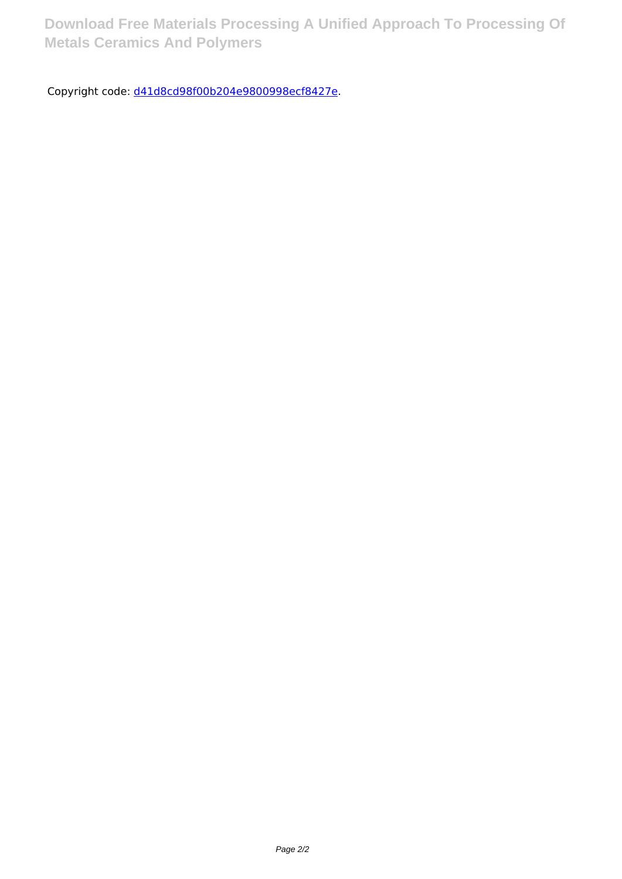Copyright code: d41d8cd98f00b204e9800998ecf8427e.